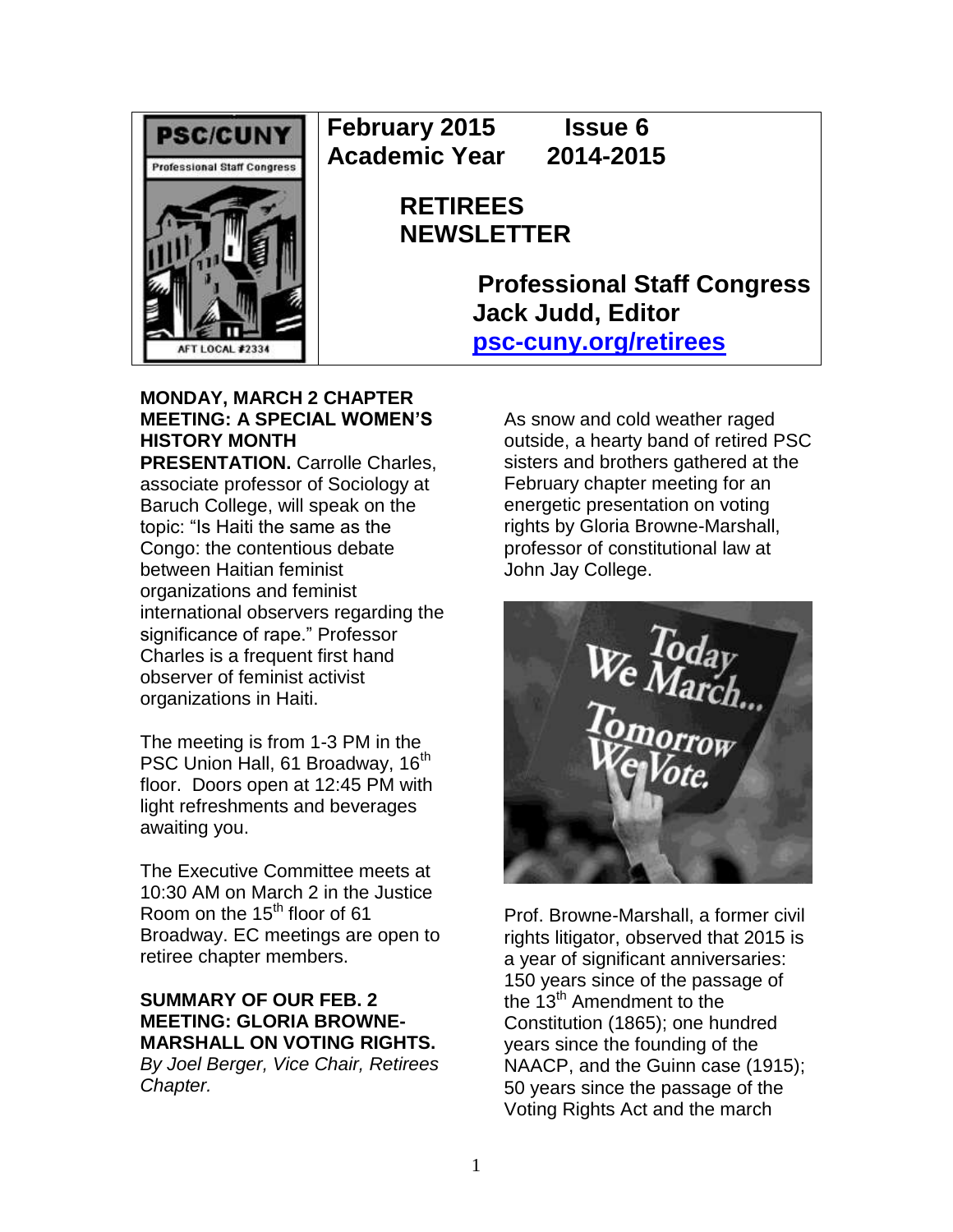PSC/CUNY
Professional Staff Congress
AFT LOCAL #2334

**February 2015 Issue 6**
**Academic Year 2014-2015**

# RETIREES NEWSLETTER

**Professional Staff Congress**
**Jack Judd, Editor**
**[psc-cuny.org/retirees](psc-cuny.org/retirees)**

**MONDAY, MARCH 2 CHAPTER MEETING: A SPECIAL WOMEN'S HISTORY MONTH PRESENTATION.** Carrolle Charles, associate professor of Sociology at Baruch College, will speak on the topic: "Is Haiti the same as the Congo: the contentious debate between Haitian feminist organizations and feminist international observers regarding the significance of rape." Professor Charles is a frequent first hand observer of feminist activist organizations in Haiti.

The meeting is from 1-3 PM in the PSC Union Hall, 61 Broadway, 16th floor. Doors open at 12:45 PM with light refreshments and beverages awaiting you.

The Executive Committee meets at 10:30 AM on March 2 in the Justice Room on the 15th floor of 61 Broadway. EC meetings are open to retiree chapter members.

**SUMMARY OF OUR FEB. 2 MEETING: GLORIA BROWNE-MARSHALL ON VOTING RIGHTS.**
*By Joel Berger, Vice Chair, Retirees Chapter.*

As snow and cold weather raged outside, a hearty band of retired PSC sisters and brothers gathered at the February chapter meeting for an energetic presentation on voting rights by Gloria Browne-Marshall, professor of constitutional law at John Jay College.

Prof. Browne-Marshall, a former civil rights litigator, observed that 2015 is a year of significant anniversaries: 150 years since of the passage of the 13th Amendment to the Constitution (1865); one hundred years since the founding of the NAACP, and the Guinn case (1915); 50 years since the passage of the Voting Rights Act and the march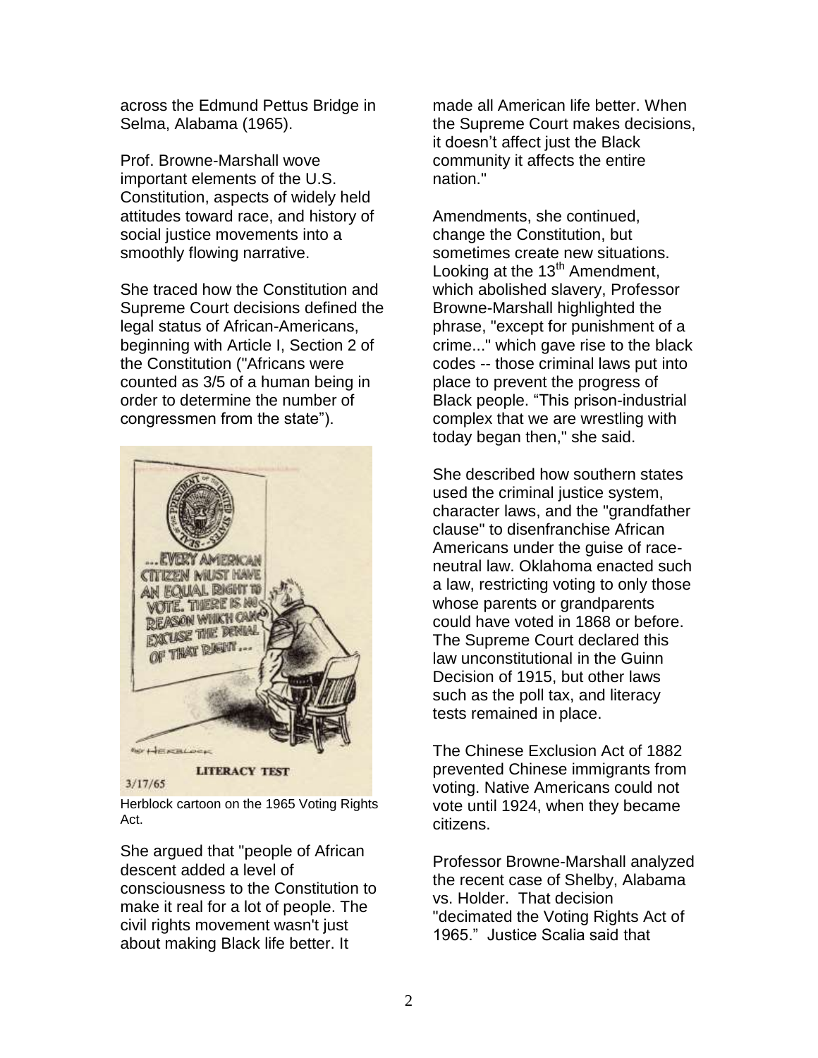across the Edmund Pettus Bridge in Selma, Alabama (1965).

Prof. Browne-Marshall wove important elements of the U.S. Constitution, aspects of widely held attitudes toward race, and history of social justice movements into a smoothly flowing narrative.

She traced how the Constitution and Supreme Court decisions defined the legal status of African-Americans, beginning with Article I, Section 2 of the Constitution ("Africans were counted as 3/5 of a human being in order to determine the number of congressmen from the state").

Herblock cartoon on the 1965 Voting Rights Act.

She argued that "people of African descent added a level of consciousness to the Constitution to make it real for a lot of people. The civil rights movement wasn't just about making Black life better. It made all American life better. When the Supreme Court makes decisions, it doesn't affect just the Black community it affects the entire nation."

Amendments, she continued, change the Constitution, but sometimes create new situations. Looking at the 13th Amendment, which abolished slavery, Professor Browne-Marshall highlighted the phrase, "except for punishment of a crime..." which gave rise to the black codes -- those criminal laws put into place to prevent the progress of Black people. "This prison-industrial complex that we are wrestling with today began then," she said.

She described how southern states used the criminal justice system, character laws, and the "grandfather clause" to disenfranchise African Americans under the guise of race-neutral law. Oklahoma enacted such a law, restricting voting to only those whose parents or grandparents could have voted in 1868 or before. The Supreme Court declared this law unconstitutional in the Guinn Decision of 1915, but other laws such as the poll tax, and literacy tests remained in place.

The Chinese Exclusion Act of 1882 prevented Chinese immigrants from voting. Native Americans could not vote until 1924, when they became citizens.

Professor Browne-Marshall analyzed the recent case of Shelby, Alabama vs. Holder. That decision "decimated the Voting Rights Act of 1965." Justice Scalia said that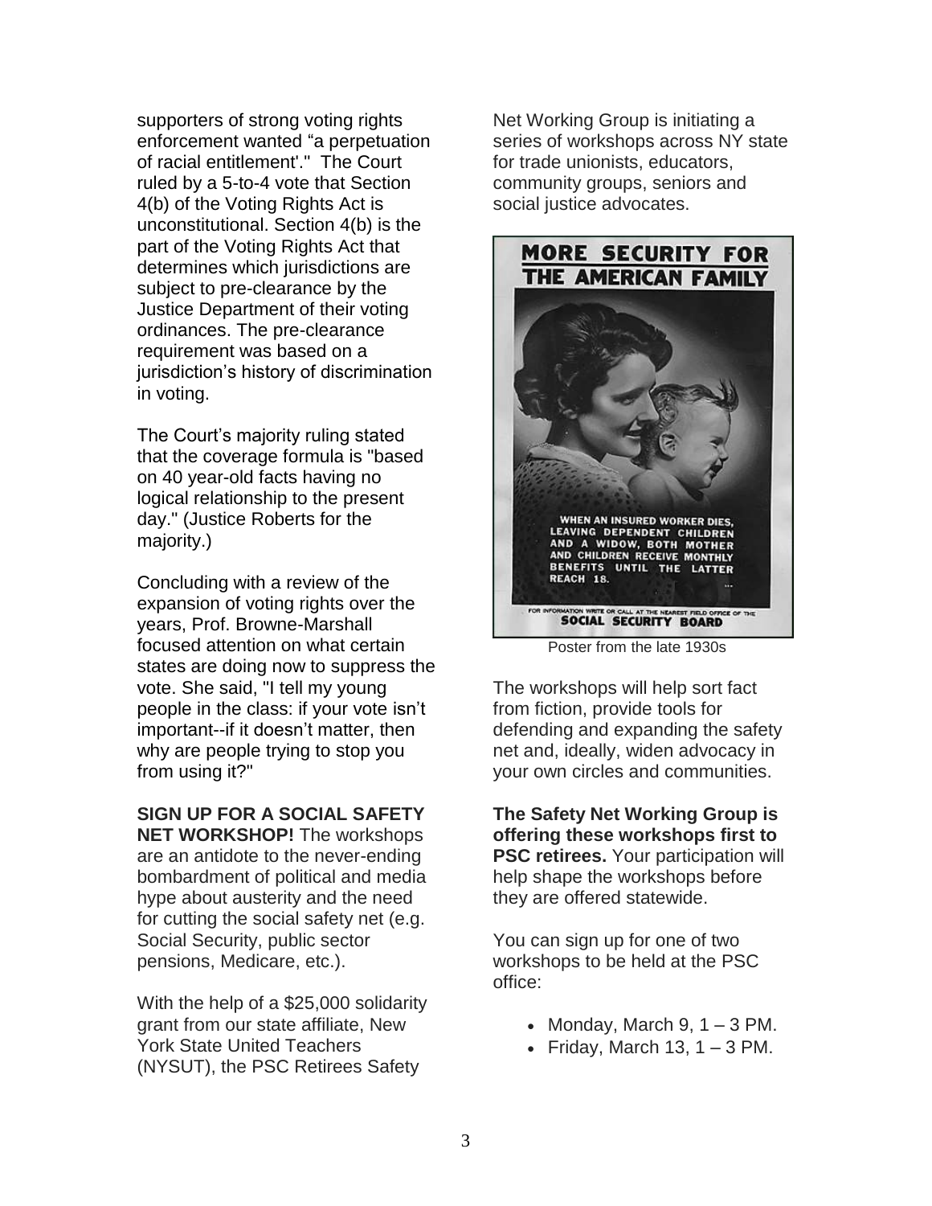supporters of strong voting rights enforcement wanted "a perpetuation of racial entitlement'." The Court ruled by a 5-to-4 vote that Section 4(b) of the Voting Rights Act is unconstitutional. Section 4(b) is the part of the Voting Rights Act that determines which jurisdictions are subject to pre-clearance by the Justice Department of their voting ordinances. The pre-clearance requirement was based on a jurisdiction's history of discrimination in voting.

The Court's majority ruling stated that the coverage formula is "based on 40 year-old facts having no logical relationship to the present day." (Justice Roberts for the majority.)

Concluding with a review of the expansion of voting rights over the years, Prof. Browne-Marshall focused attention on what certain states are doing now to suppress the vote. She said, "I tell my young people in the class: if your vote isn't important--if it doesn't matter, then why are people trying to stop you from using it?"

**SIGN UP FOR A SOCIAL SAFETY NET WORKSHOP!** The workshops are an antidote to the never-ending bombardment of political and media hype about austerity and the need for cutting the social safety net (e.g. Social Security, public sector pensions, Medicare, etc.).

With the help of a $25,000 solidarity grant from our state affiliate, New York State United Teachers (NYSUT), the PSC Retirees Safety Net Working Group is initiating a series of workshops across NY state for trade unionists, educators, community groups, seniors and social justice advocates.

Poster from the late 1930s

The workshops will help sort fact from fiction, provide tools for defending and expanding the safety net and, ideally, widen advocacy in your own circles and communities.

**The Safety Net Working Group is offering these workshops first to PSC retirees.** Your participation will help shape the workshops before they are offered statewide.

You can sign up for one of two workshops to be held at the PSC office:

- Monday, March 9, 1 – 3 PM.
- Friday, March 13, 1 – 3 PM.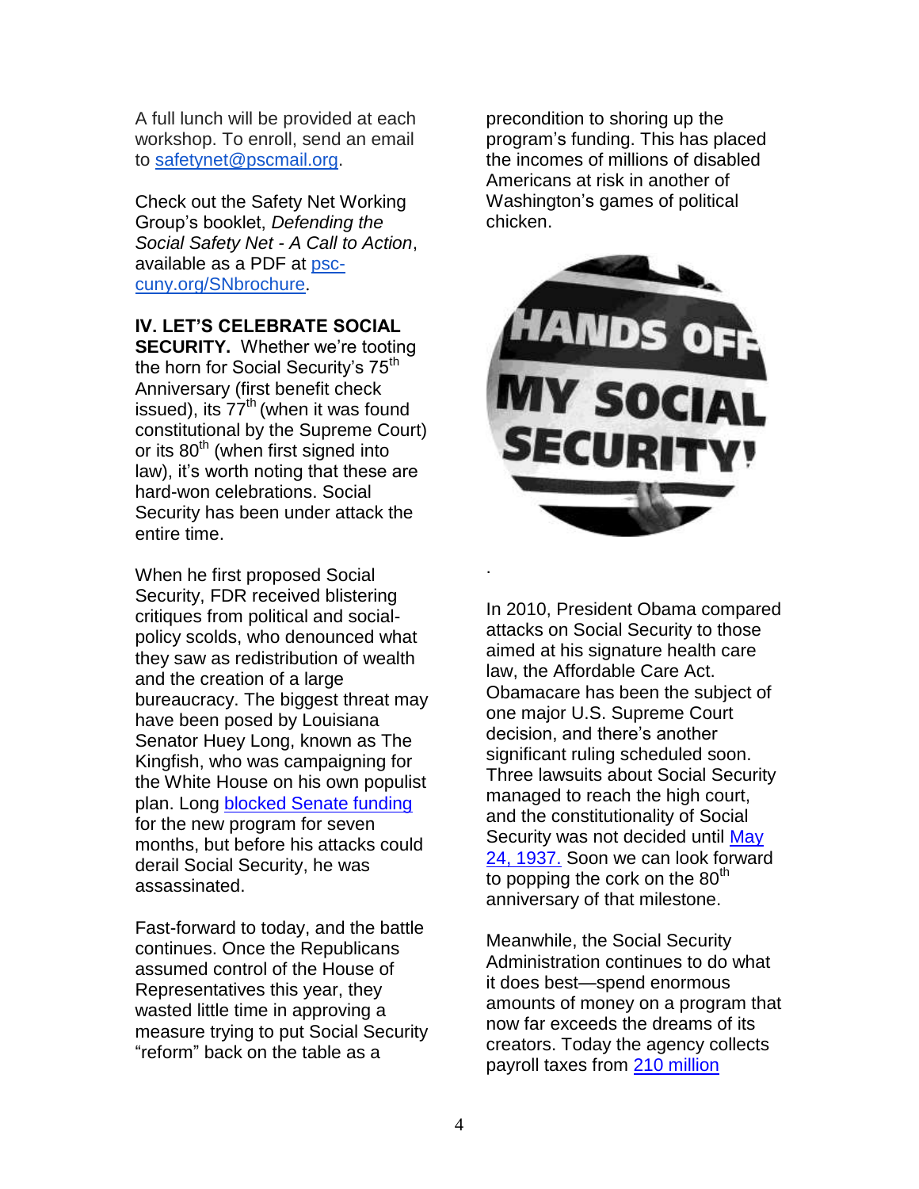A full lunch will be provided at each workshop. To enroll, send an email to safetynet@pscmail.org.

Check out the Safety Net Working Group's booklet, *Defending the Social Safety Net - A Call to Action*, available as a PDF at psc-cuny.org/SNbrochure.

**IV. LET'S CELEBRATE SOCIAL SECURITY.** Whether we're tooting the horn for Social Security's 75th Anniversary (first benefit check issued), its 77th (when it was found constitutional by the Supreme Court) or its 80th (when first signed into law), it's worth noting that these are hard-won celebrations. Social Security has been under attack the entire time.

When he first proposed Social Security, FDR received blistering critiques from political and social-policy scolds, who denounced what they saw as redistribution of wealth and the creation of a large bureaucracy. The biggest threat may have been posed by Louisiana Senator Huey Long, known as The Kingfish, who was campaigning for the White House on his own populist plan. Long blocked Senate funding for the new program for seven months, but before his attacks could derail Social Security, he was assassinated.

Fast-forward to today, and the battle continues. Once the Republicans assumed control of the House of Representatives this year, they wasted little time in approving a measure trying to put Social Security "reform" back on the table as a precondition to shoring up the program's funding. This has placed the incomes of millions of disabled Americans at risk in another of Washington's games of political chicken.

.

In 2010, President Obama compared attacks on Social Security to those aimed at his signature health care law, the Affordable Care Act. Obamacare has been the subject of one major U.S. Supreme Court decision, and there's another significant ruling scheduled soon. Three lawsuits about Social Security managed to reach the high court, and the constitutionality of Social Security was not decided until May 24, 1937. Soon we can look forward to popping the cork on the 80th anniversary of that milestone.

Meanwhile, the Social Security Administration continues to do what it does best—spend enormous amounts of money on a program that now far exceeds the dreams of its creators. Today the agency collects payroll taxes from 210 million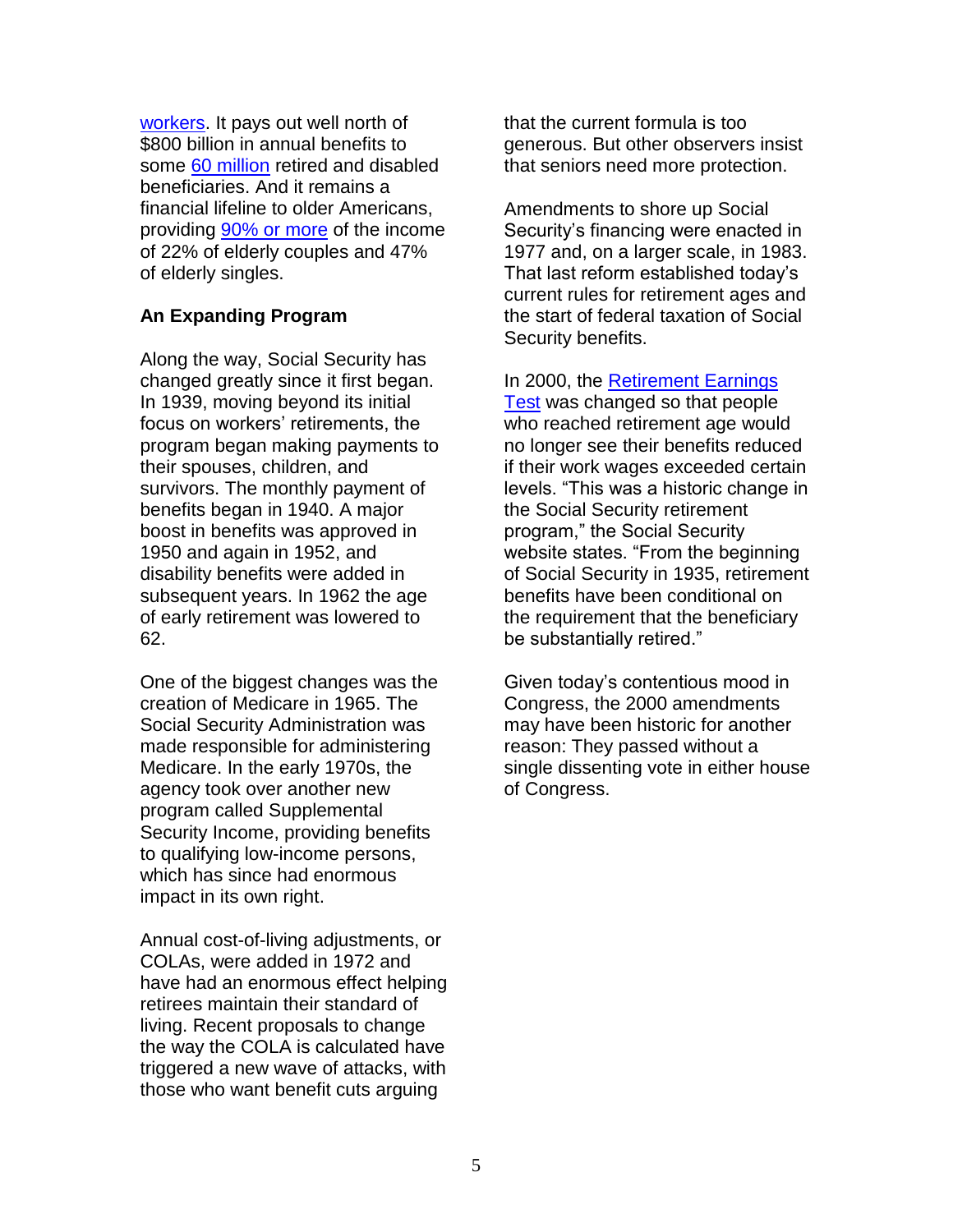workers. It pays out well north of $800 billion in annual benefits to some 60 million retired and disabled beneficiaries. And it remains a financial lifeline to older Americans, providing 90% or more of the income of 22% of elderly couples and 47% of elderly singles.

**An Expanding Program**

Along the way, Social Security has changed greatly since it first began. In 1939, moving beyond its initial focus on workers' retirements, the program began making payments to their spouses, children, and survivors. The monthly payment of benefits began in 1940. A major boost in benefits was approved in 1950 and again in 1952, and disability benefits were added in subsequent years. In 1962 the age of early retirement was lowered to 62.

One of the biggest changes was the creation of Medicare in 1965. The Social Security Administration was made responsible for administering Medicare. In the early 1970s, the agency took over another new program called Supplemental Security Income, providing benefits to qualifying low-income persons, which has since had enormous impact in its own right.

Annual cost-of-living adjustments, or COLAs, were added in 1972 and have had an enormous effect helping retirees maintain their standard of living. Recent proposals to change the way the COLA is calculated have triggered a new wave of attacks, with those who want benefit cuts arguing that the current formula is too generous. But other observers insist that seniors need more protection.

Amendments to shore up Social Security's financing were enacted in 1977 and, on a larger scale, in 1983. That last reform established today's current rules for retirement ages and the start of federal taxation of Social Security benefits.

In 2000, the Retirement Earnings Test was changed so that people who reached retirement age would no longer see their benefits reduced if their work wages exceeded certain levels. "This was a historic change in the Social Security retirement program," the Social Security website states. "From the beginning of Social Security in 1935, retirement benefits have been conditional on the requirement that the beneficiary be substantially retired."

Given today's contentious mood in Congress, the 2000 amendments may have been historic for another reason: They passed without a single dissenting vote in either house of Congress.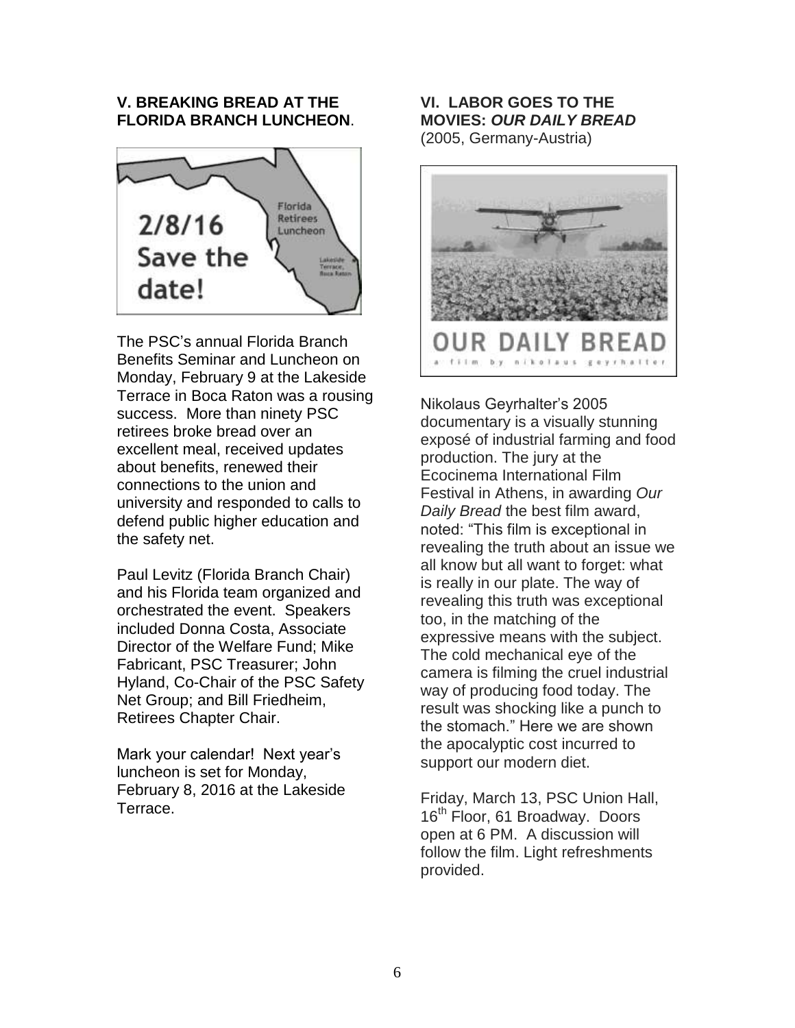## V. BREAKING BREAD AT THE FLORIDA BRANCH LUNCHEON.

2/8/16
Save the date!
Florida Retirees Luncheon
Lakeside Terrace, Boca Raton

The PSC's annual Florida Branch Benefits Seminar and Luncheon on Monday, February 9 at the Lakeside Terrace in Boca Raton was a rousing success. More than ninety PSC retirees broke bread over an excellent meal, received updates about benefits, renewed their connections to the union and university and responded to calls to defend public higher education and the safety net.

Paul Levitz (Florida Branch Chair) and his Florida team organized and orchestrated the event. Speakers included Donna Costa, Associate Director of the Welfare Fund; Mike Fabricant, PSC Treasurer; John Hyland, Co-Chair of the PSC Safety Net Group; and Bill Friedheim, Retirees Chapter Chair.

Mark your calendar! Next year's luncheon is set for Monday, February 8, 2016 at the Lakeside Terrace.

## VI. LABOR GOES TO THE MOVIES: *OUR DAILY BREAD*

(2005, Germany-Austria)

OUR DAILY BREAD
a film by nikolaus geyrhalter

Nikolaus Geyrhalter's 2005 documentary is a visually stunning exposé of industrial farming and food production. The jury at the Ecocinema International Film Festival in Athens, in awarding *Our Daily Bread* the best film award, noted: "This film is exceptional in revealing the truth about an issue we all know but all want to forget: what is really in our plate. The way of revealing this truth was exceptional too, in the matching of the expressive means with the subject. The cold mechanical eye of the camera is filming the cruel industrial way of producing food today. The result was shocking like a punch to the stomach." Here we are shown the apocalyptic cost incurred to support our modern diet.

Friday, March 13, PSC Union Hall, 16th Floor, 61 Broadway. Doors open at 6 PM. A discussion will follow the film. Light refreshments provided.